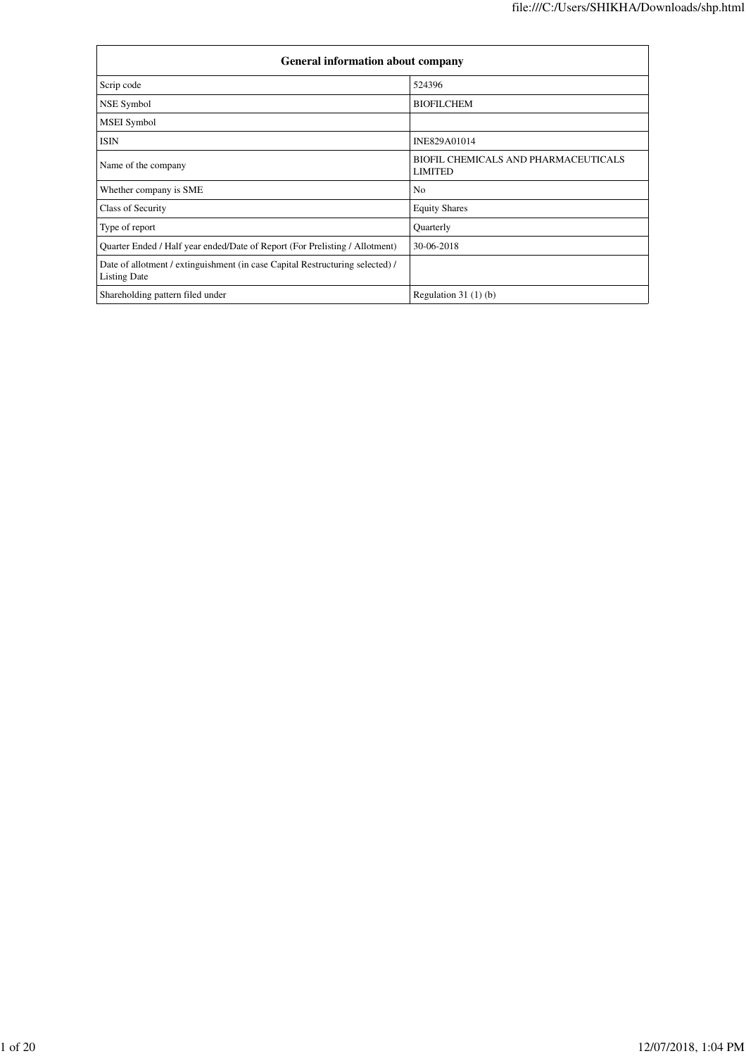| General information about company | |
|---|---|
| Scrip code | 524396 |
| NSE Symbol | BIOFILCHEM |
| MSEI Symbol | |
| ISIN | INE829A01014 |
| Name of the company | BIOFIL CHEMICALS AND PHARMACEUTICALS LIMITED |
| Whether company is SME | No |
| Class of Security | Equity Shares |
| Type of report | Quarterly |
| Quarter Ended / Half year ended/Date of Report (For Prelisting / Allotment) | 30-06-2018 |
| Date of allotment / extinguishment (in case Capital Restructuring selected) / Listing Date | |
| Shareholding pattern filed under | Regulation 31 (1) (b) |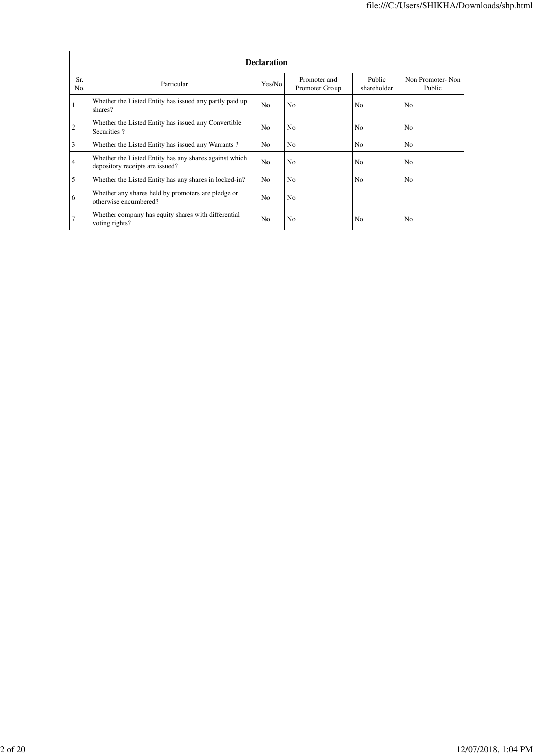| Declaration | | | | | |
|---|---|---|---|---|---|
| Sr. No. | Particular | Yes/No | Promoter and Promoter Group | Public shareholder | Non Promoter- Non Public |
| 1 | Whether the Listed Entity has issued any partly paid up shares? | No | No | No | No |
| 2 | Whether the Listed Entity has issued any Convertible Securities ? | No | No | No | No |
| 3 | Whether the Listed Entity has issued any Warrants ? | No | No | No | No |
| 4 | Whether the Listed Entity has any shares against which depository receipts are issued? | No | No | No | No |
| 5 | Whether the Listed Entity has any shares in locked-in? | No | No | No | No |
| 6 | Whether any shares held by promoters are pledge or otherwise encumbered? | No | No | | |
| 7 | Whether company has equity shares with differential voting rights? | No | No | No | No |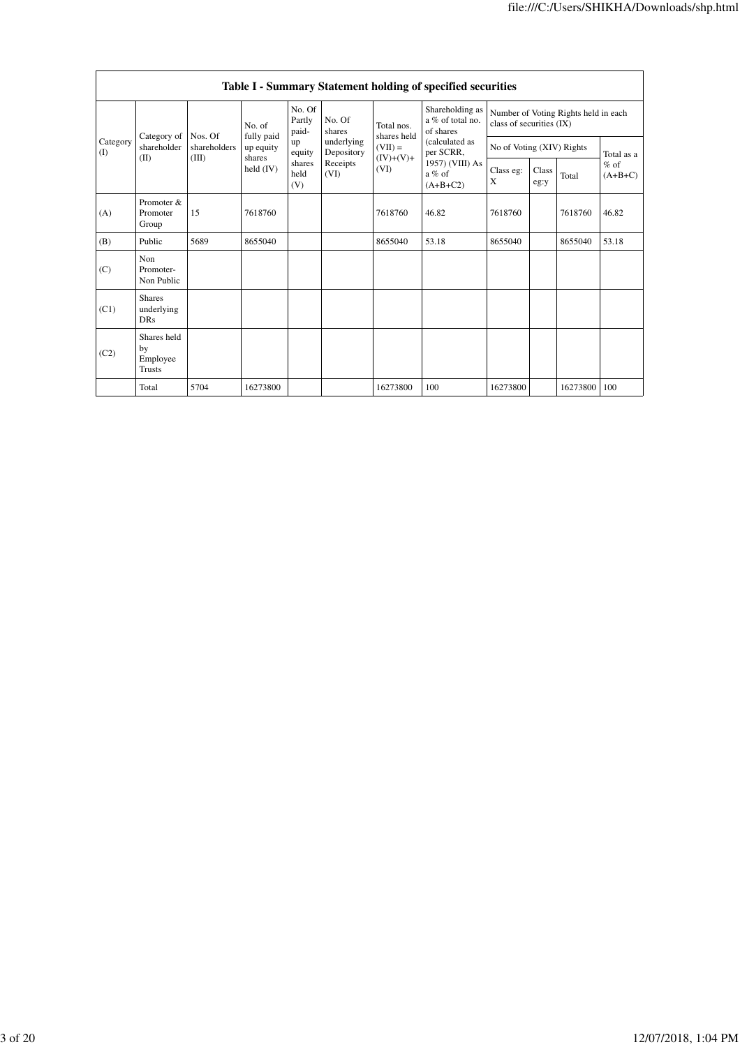| Table I - Summary Statement holding of specified securities | | | | | | | | | | | | |
|---|---|---|---|---|---|---|---|---|---|---|---|---|
| Category (I) | Category of shareholder (II) | Nos. Of shareholders (III) | No. of fully paid up equity shares held (IV) | No. Of Partly paid-up equity shares held (V) | No. Of shares underlying Depository Receipts (VI) | Total nos. shares held (VII) = (IV)+(V)+ (VI) | Shareholding as a % of total no. of shares (calculated as per SCRR, 1957) (VIII) As a % of (A+B+C2) | Number of Voting Rights held in each class of securities (IX) | | | |
| | | | | | | | | No of Voting (XIV) Rights | | | Total as a % of (A+B+C) |
| | | | | | | | | Class eg: X | Class eg:y | Total | |
| (A) | Promoter & Promoter Group | 15 | 7618760 | | | 7618760 | 46.82 | 7618760 | | 7618760 | 46.82 |
| (B) | Public | 5689 | 8655040 | | | 8655040 | 53.18 | 8655040 | | 8655040 | 53.18 |
| (C) | Non Promoter- Non Public | | | | | | | | | | |
| (C1) | Shares underlying DRs | | | | | | | | | | |
| (C2) | Shares held by Employee Trusts | | | | | | | | | | |
| | Total | 5704 | 16273800 | | | 16273800 | 100 | 16273800 | | 16273800 | 100 |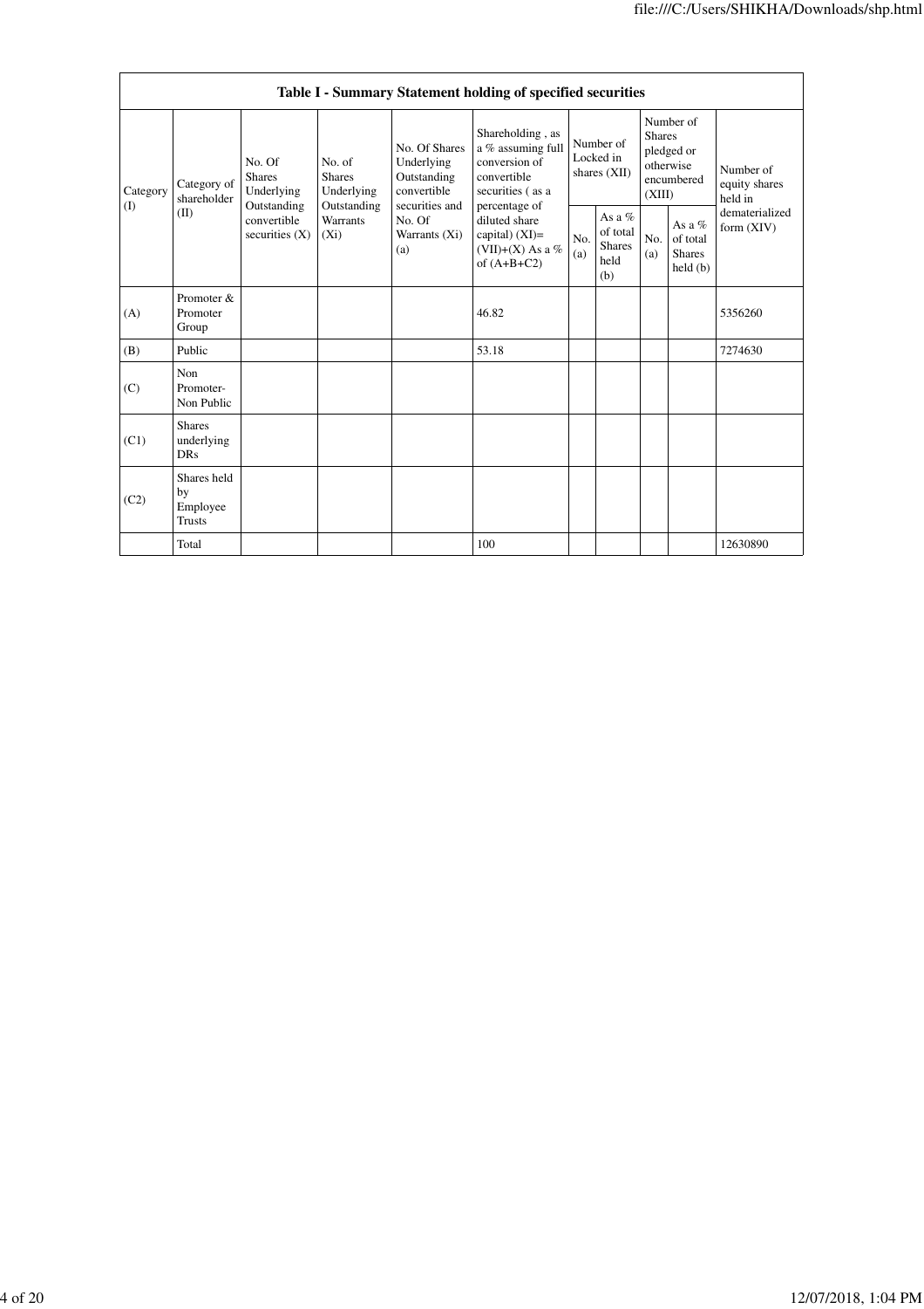| Table I - Summary Statement holding of specified securities | | | | | | | | | | |
|---|---|---|---|---|---|---|---|---|---|---|
| Category (I) | Category of shareholder (II) | No. Of Shares Underlying Outstanding convertible securities (X) | No. of Shares Underlying Outstanding Warrants (Xi) | No. Of Shares Underlying Outstanding convertible securities and No. Of Warrants (Xi) (a) | Shareholding , as a % assuming full conversion of convertible securities ( as a percentage of diluted share capital) (XI)= (VII)+(X) As a % of (A+B+C2) | Number of Locked in shares (XII) | | Number of Shares pledged or otherwise encumbered (XIII) | | Number of equity shares held in dematerialized form (XIV) |
| | | | | | | No. (a) | As a % of total Shares held (b) | No. (a) | As a % of total Shares held (b) | |
| (A) | Promoter & Promoter Group | | | | 46.82 | | | | | 5356260 |
| (B) | Public | | | | 53.18 | | | | | 7274630 |
| (C) | Non Promoter- Non Public | | | | | | | | | |
| (C1) | Shares underlying DRs | | | | | | | | | |
| (C2) | Shares held by Employee Trusts | | | | | | | | | |
| | Total | | | | 100 | | | | | 12630890 |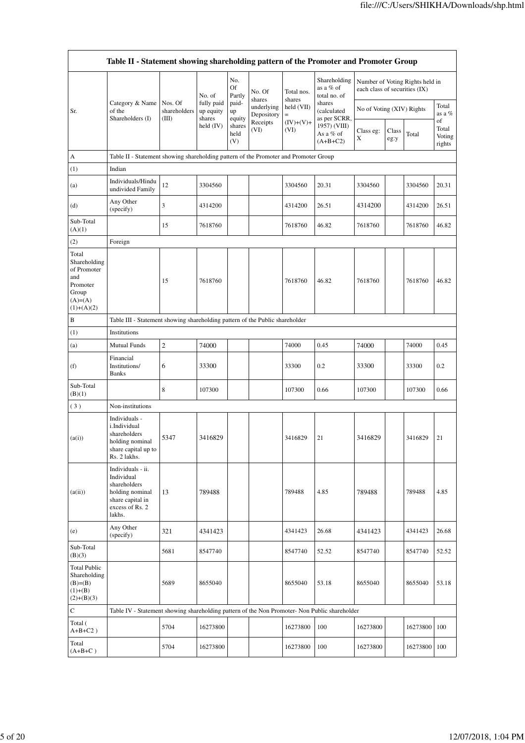| Table II - Statement showing shareholding pattern of the Promoter and Promoter Group | | | | | | | | | | | | |
|---|---|---|---|---|---|---|---|---|---|---|---|---|
| Sr. | Category & Name of the Shareholders (I) | Nos. Of shareholders (III) | No. of fully paid up equity shares held (IV) | No. Of Partly paid-up equity shares held (V) | No. Of shares underlying Depository Receipts (VI) | Total nos. shares held (VII) = (IV)+(V)+ (VI) | Shareholding as a % of total no. of shares (calculated as per SCRR, 1957) (VIII) As a % of (A+B+C2) | Number of Voting Rights held in each class of securities (IX) | | | |
| | | | | | | | | No of Voting (XIV) Rights | | | Total as a % of Total Voting rights |
| | | | | | | | | Class eg: X | Class eg:y | Total | |
| A | Table II - Statement showing shareholding pattern of the Promoter and Promoter Group | | | | | | | | | | |
| (1) | Indian | | | | | | | | | | |
| (a) | Individuals/Hindu undivided Family | 12 | 3304560 | | | 3304560 | 20.31 | 3304560 | | 3304560 | 20.31 |
| (d) | Any Other (specify) | 3 | 4314200 | | | 4314200 | 26.51 | 4314200 | | 4314200 | 26.51 |
| Sub-Total (A)(1) | | 15 | 7618760 | | | 7618760 | 46.82 | 7618760 | | 7618760 | 46.82 |
| (2) | Foreign | | | | | | | | | | |
| Total Shareholding of Promoter and Promoter Group (A)=(A)(1)+(A)(2) | | 15 | 7618760 | | | 7618760 | 46.82 | 7618760 | | 7618760 | 46.82 |
| B | Table III - Statement showing shareholding pattern of the Public shareholder | | | | | | | | | | |
| (1) | Institutions | | | | | | | | | | |
| (a) | Mutual Funds | 2 | 74000 | | | 74000 | 0.45 | 74000 | | 74000 | 0.45 |
| (f) | Financial Institutions/ Banks | 6 | 33300 | | | 33300 | 0.2 | 33300 | | 33300 | 0.2 |
| Sub-Total (B)(1) | | 8 | 107300 | | | 107300 | 0.66 | 107300 | | 107300 | 0.66 |
| ( 3 ) | Non-institutions | | | | | | | | | | |
| (a(i)) | Individuals - i.Individual shareholders holding nominal share capital up to Rs. 2 lakhs. | 5347 | 3416829 | | | 3416829 | 21 | 3416829 | | 3416829 | 21 |
| (a(ii)) | Individuals - ii. Individual shareholders holding nominal share capital in excess of Rs. 2 lakhs. | 13 | 789488 | | | 789488 | 4.85 | 789488 | | 789488 | 4.85 |
| (e) | Any Other (specify) | 321 | 4341423 | | | 4341423 | 26.68 | 4341423 | | 4341423 | 26.68 |
| Sub-Total (B)(3) | | 5681 | 8547740 | | | 8547740 | 52.52 | 8547740 | | 8547740 | 52.52 |
| Total Public Shareholding (B)=(B)(1)+(B)(2)+(B)(3) | | 5689 | 8655040 | | | 8655040 | 53.18 | 8655040 | | 8655040 | 53.18 |
| C | Table IV - Statement showing shareholding pattern of the Non Promoter- Non Public shareholder | | | | | | | | | | |
| Total ( A+B+C2 ) | | 5704 | 16273800 | | | 16273800 | 100 | 16273800 | | 16273800 | 100 |
| Total (A+B+C ) | | 5704 | 16273800 | | | 16273800 | 100 | 16273800 | | 16273800 | 100 |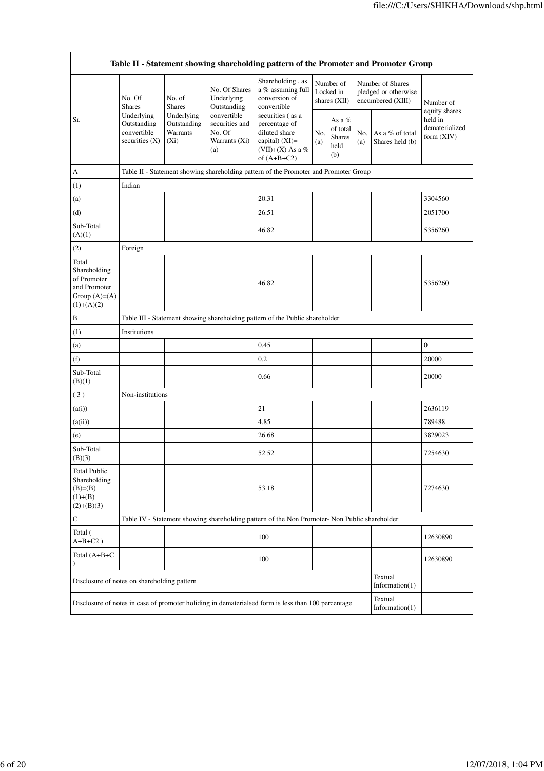| Table II - Statement showing shareholding pattern of the Promoter and Promoter Group | | | | | | | | | |
|---|---|---|---|---|---|---|---|---|---|
| Sr. | No. Of Shares Underlying Outstanding convertible securities (X) | No. of Shares Underlying Outstanding Warrants (Xi) | No. Of Shares Underlying Outstanding convertible securities and No. Of Warrants (Xi) (a) | Shareholding , as a % assuming full conversion of convertible securities ( as a percentage of diluted share capital) (XI)= (VII)+(X) As a % of (A+B+C2) | Number of Locked in shares (XII) | | Number of Shares pledged or otherwise encumbered (XIII) | | Number of equity shares held in dematerialized form (XIV) |
| | | | | | No. (a) | As a % of total Shares held (b) | No. (a) | As a % of total Shares held (b) | |
| A | Table II - Statement showing shareholding pattern of the Promoter and Promoter Group | | | | | | | | |
| (1) | Indian | | | | | | | | |
| (a) | | | | 20.31 | | | | | 3304560 |
| (d) | | | | 26.51 | | | | | 2051700 |
| Sub-Total (A)(1) | | | | 46.82 | | | | | 5356260 |
| (2) | Foreign | | | | | | | | |
| Total Shareholding of Promoter and Promoter Group (A)=(A)(1)+(A)(2) | | | | 46.82 | | | | | 5356260 |
| B | Table III - Statement showing shareholding pattern of the Public shareholder | | | | | | | | |
| (1) | Institutions | | | | | | | | |
| (a) | | | | 0.45 | | | | | 0 |
| (f) | | | | 0.2 | | | | | 20000 |
| Sub-Total (B)(1) | | | | 0.66 | | | | | 20000 |
| ( 3 ) | Non-institutions | | | | | | | | |
| (a(i)) | | | | 21 | | | | | 2636119 |
| (a(ii)) | | | | 4.85 | | | | | 789488 |
| (e) | | | | 26.68 | | | | | 3829023 |
| Sub-Total (B)(3) | | | | 52.52 | | | | | 7254630 |
| Total Public Shareholding (B)=(B)(1)+(B)(2)+(B)(3) | | | | 53.18 | | | | | 7274630 |
| C | Table IV - Statement showing shareholding pattern of the Non Promoter- Non Public shareholder | | | | | | | | |
| Total ( A+B+C2 ) | | | | 100 | | | | | 12630890 |
| Total (A+B+C ) | | | | 100 | | | | | 12630890 |
| Disclosure of notes on shareholding pattern | | | | | | | | Textual Information(1) | |
| Disclosure of notes in case of promoter holiding in dematerialsed form is less than 100 percentage | | | | | | | | Textual Information(1) | |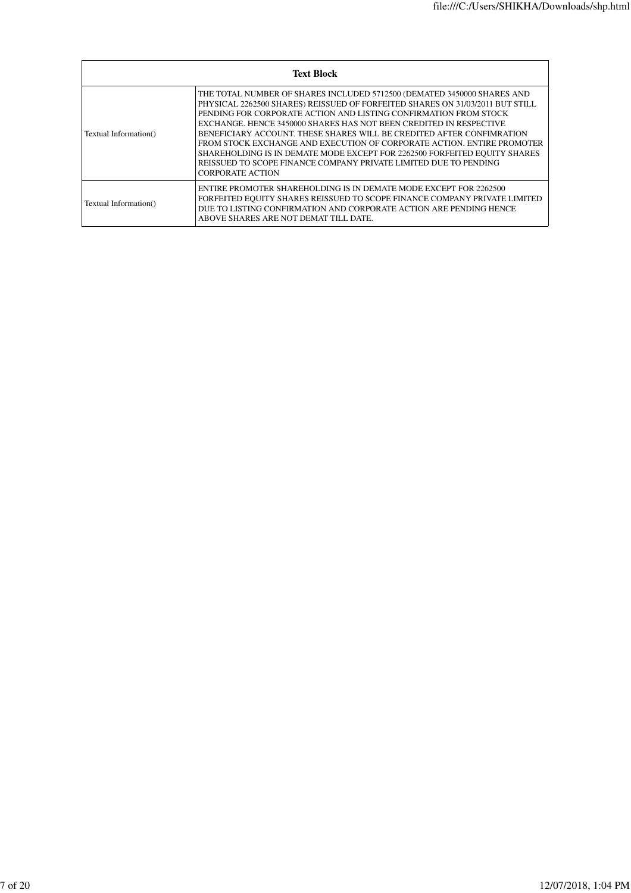| Text Block | |
|---|---|
| Textual Information() | THE TOTAL NUMBER OF SHARES INCLUDED 5712500 (DEMATED 3450000 SHARES AND PHYSICAL 2262500 SHARES) REISSUED OF FORFEITED SHARES ON 31/03/2011 BUT STILL PENDING FOR CORPORATE ACTION AND LISTING CONFIRMATION FROM STOCK EXCHANGE. HENCE 3450000 SHARES HAS NOT BEEN CREDITED IN RESPECTIVE BENEFICIARY ACCOUNT. THESE SHARES WILL BE CREDITED AFTER CONFIMRATION FROM STOCK EXCHANGE AND EXECUTION OF CORPORATE ACTION. ENTIRE PROMOTER SHAREHOLDING IS IN DEMATE MODE EXCEPT FOR 2262500 FORFEITED EQUITY SHARES REISSUED TO SCOPE FINANCE COMPANY PRIVATE LIMITED DUE TO PENDING CORPORATE ACTION |
| Textual Information() | ENTIRE PROMOTER SHAREHOLDING IS IN DEMATE MODE EXCEPT FOR 2262500 FORFEITED EQUITY SHARES REISSUED TO SCOPE FINANCE COMPANY PRIVATE LIMITED DUE TO LISTING CONFIRMATION AND CORPORATE ACTION ARE PENDING HENCE ABOVE SHARES ARE NOT DEMAT TILL DATE. |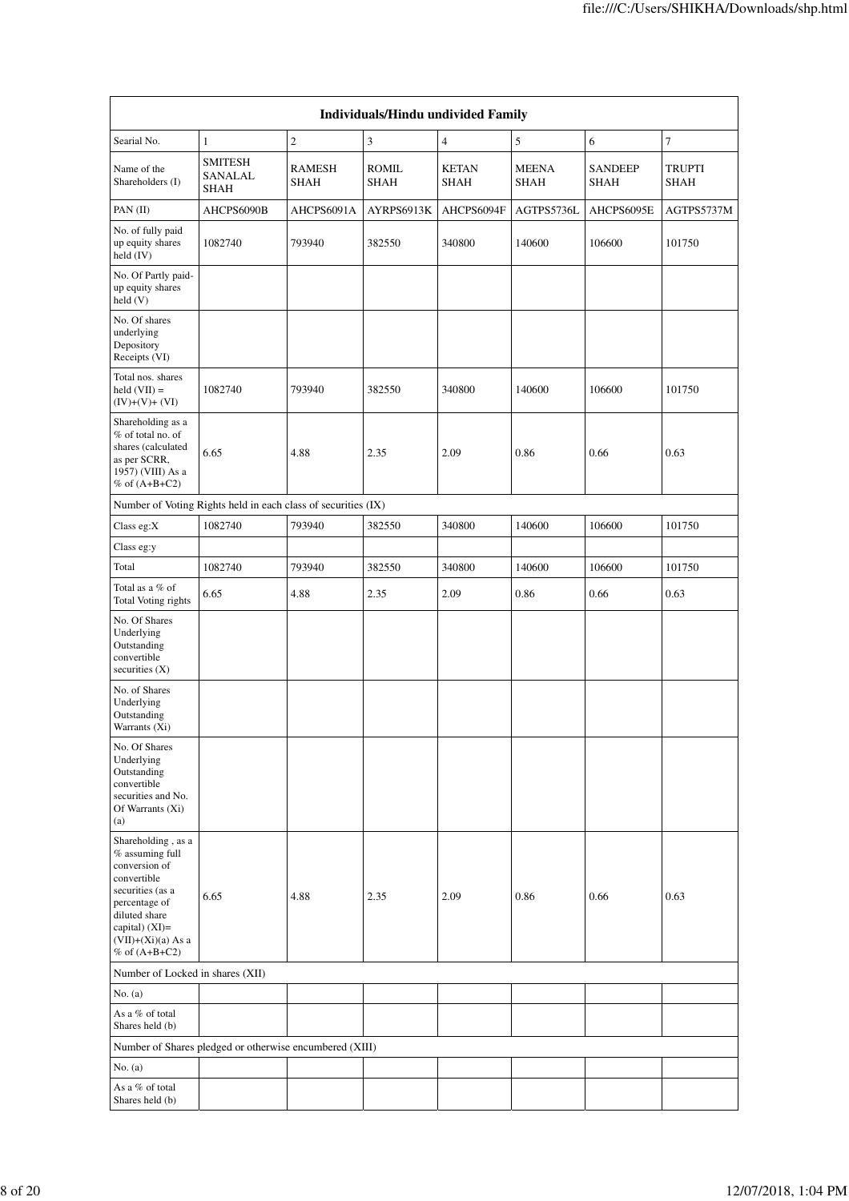| Individuals/Hindu undivided Family | | | | | | | |
|---|---|---|---|---|---|---|---|
| Searial No. | 1 | 2 | 3 | 4 | 5 | 6 | 7 |
| Name of the Shareholders (I) | SMITESH SANALAL SHAH | RAMESH SHAH | ROMIL SHAH | KETAN SHAH | MEENA SHAH | SANDEEP SHAH | TRUPTI SHAH |
| PAN (II) | AHCPS6090B | AHCPS6091A | AYRPS6913K | AHCPS6094F | AGTPS5736L | AHCPS6095E | AGTPS5737M |
| No. of fully paid up equity shares held (IV) | 1082740 | 793940 | 382550 | 340800 | 140600 | 106600 | 101750 |
| No. Of Partly paid-up equity shares held (V) | | | | | | | |
| No. Of shares underlying Depository Receipts (VI) | | | | | | | |
| Total nos. shares held (VII) = (IV)+(V)+ (VI) | 1082740 | 793940 | 382550 | 340800 | 140600 | 106600 | 101750 |
| Shareholding as a % of total no. of shares (calculated as per SCRR, 1957) (VIII) As a % of (A+B+C2) | 6.65 | 4.88 | 2.35 | 2.09 | 0.86 | 0.66 | 0.63 |
| Number of Voting Rights held in each class of securities (IX) | | | | | | | |
| Class eg:X | 1082740 | 793940 | 382550 | 340800 | 140600 | 106600 | 101750 |
| Class eg:y | | | | | | | |
| Total | 1082740 | 793940 | 382550 | 340800 | 140600 | 106600 | 101750 |
| Total as a % of Total Voting rights | 6.65 | 4.88 | 2.35 | 2.09 | 0.86 | 0.66 | 0.63 |
| No. Of Shares Underlying Outstanding convertible securities (X) | | | | | | | |
| No. of Shares Underlying Outstanding Warrants (Xi) | | | | | | | |
| No. Of Shares Underlying Outstanding convertible securities and No. Of Warrants (Xi) (a) | | | | | | | |
| Shareholding , as a % assuming full conversion of convertible securities (as a percentage of diluted share capital) (XI)= (VII)+(Xi)(a) As a % of (A+B+C2) | 6.65 | 4.88 | 2.35 | 2.09 | 0.86 | 0.66 | 0.63 |
| Number of Locked in shares (XII) | | | | | | | |
| No. (a) | | | | | | | |
| As a % of total Shares held (b) | | | | | | | |
| Number of Shares pledged or otherwise encumbered (XIII) | | | | | | | |
| No. (a) | | | | | | | |
| As a % of total Shares held (b) | | | | | | | |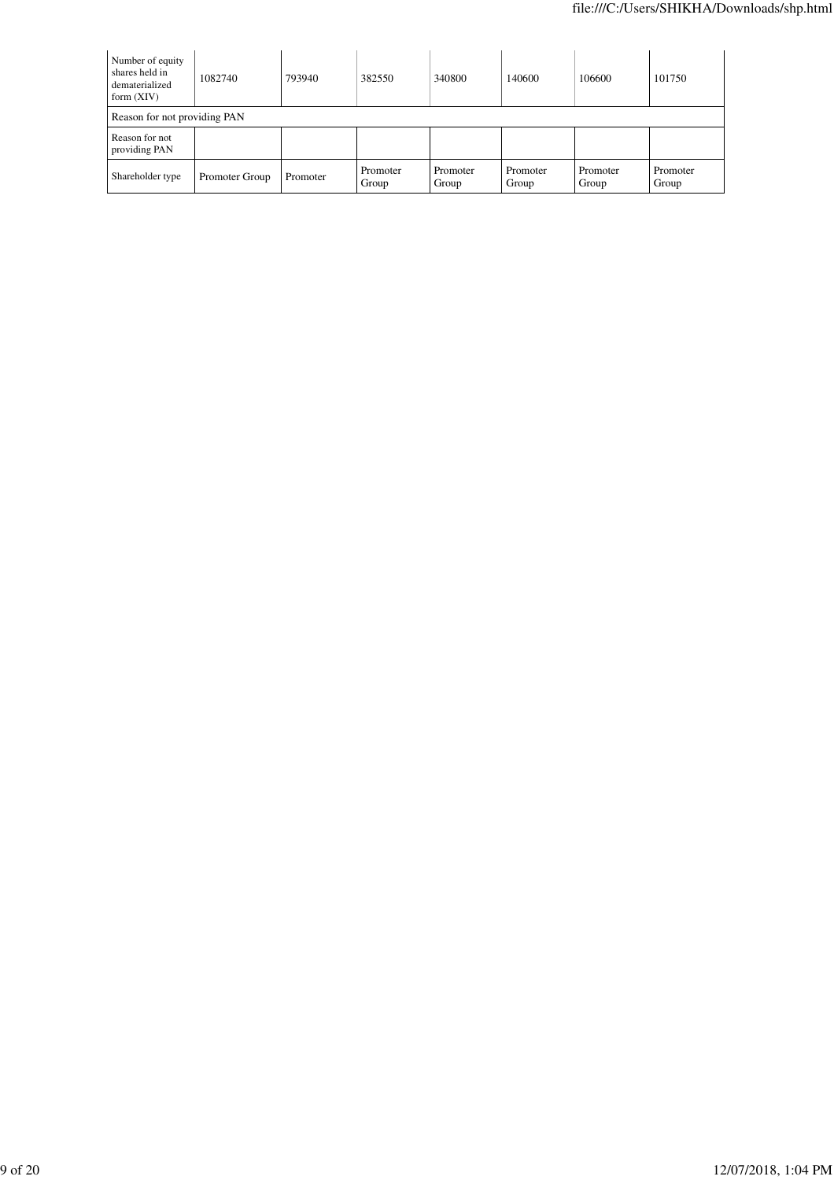| Number of equity shares held in dematerialized form (XIV) | 1082740 | 793940 | 382550 | 340800 | 140600 | 106600 | 101750 |
|---|---|---|---|---|---|---|---|
| Reason for not providing PAN | | | | | | | |
| Reason for not providing PAN | | | | | | | |
| Shareholder type | Promoter Group | Promoter | Promoter Group | Promoter Group | Promoter Group | Promoter Group | Promoter Group |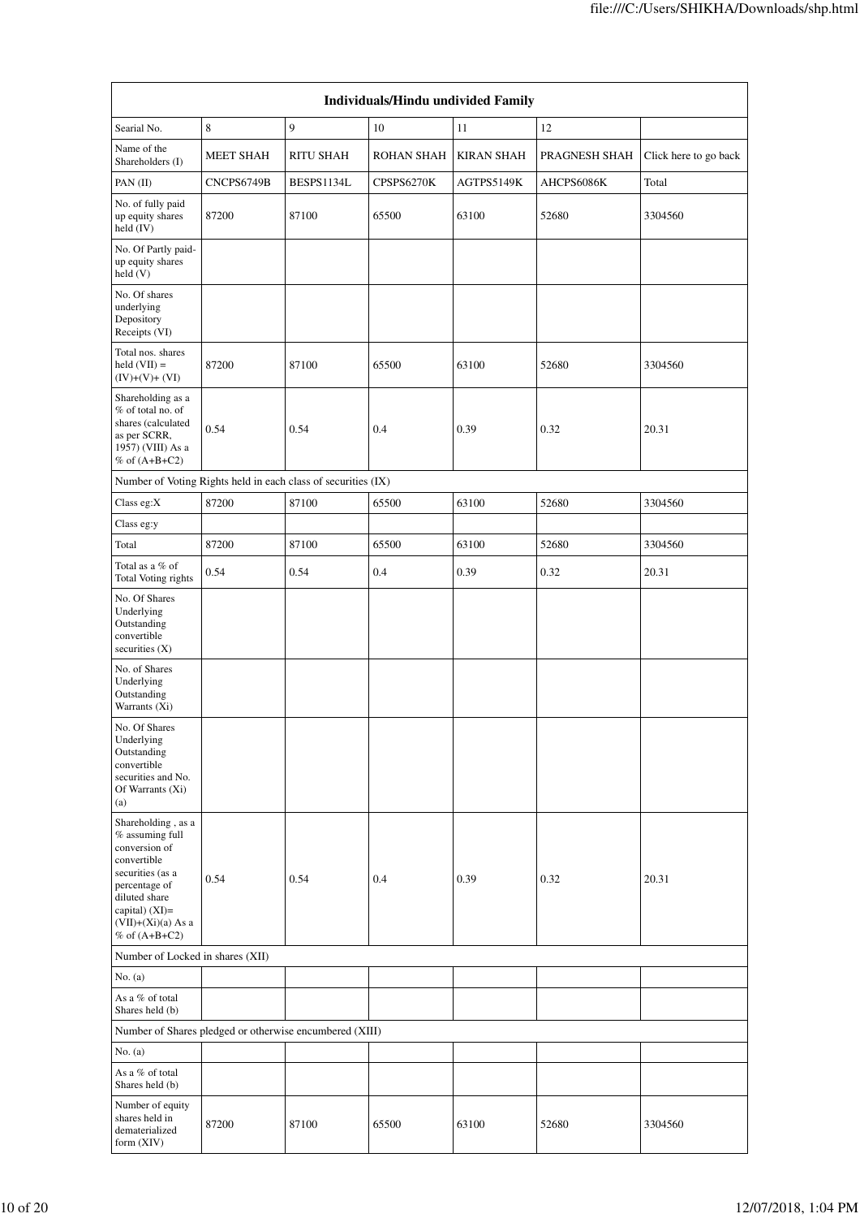| Individuals/Hindu undivided Family | | | | | | |
|---|---|---|---|---|---|---|
| Searial No. | 8 | 9 | 10 | 11 | 12 | |
| Name of the Shareholders (I) | MEET SHAH | RITU SHAH | ROHAN SHAH | KIRAN SHAH | PRAGNESH SHAH | Click here to go back |
| PAN (II) | CNCPS6749B | BESPS1134L | CPSPS6270K | AGTPS5149K | AHCPS6086K | Total |
| No. of fully paid up equity shares held (IV) | 87200 | 87100 | 65500 | 63100 | 52680 | 3304560 |
| No. Of Partly paid-up equity shares held (V) | | | | | | |
| No. Of shares underlying Depository Receipts (VI) | | | | | | |
| Total nos. shares held (VII) = (IV)+(V)+ (VI) | 87200 | 87100 | 65500 | 63100 | 52680 | 3304560 |
| Shareholding as a % of total no. of shares (calculated as per SCRR, 1957) (VIII) As a % of (A+B+C2) | 0.54 | 0.54 | 0.4 | 0.39 | 0.32 | 20.31 |
| Number of Voting Rights held in each class of securities (IX) | | | | | | |
| Class eg:X | 87200 | 87100 | 65500 | 63100 | 52680 | 3304560 |
| Class eg:y | | | | | | |
| Total | 87200 | 87100 | 65500 | 63100 | 52680 | 3304560 |
| Total as a % of Total Voting rights | 0.54 | 0.54 | 0.4 | 0.39 | 0.32 | 20.31 |
| No. Of Shares Underlying Outstanding convertible securities (X) | | | | | | |
| No. of Shares Underlying Outstanding Warrants (Xi) | | | | | | |
| No. Of Shares Underlying Outstanding convertible securities and No. Of Warrants (Xi) (a) | | | | | | |
| Shareholding , as a % assuming full conversion of convertible securities (as a percentage of diluted share capital) (XI)= (VII)+(Xi)(a) As a % of (A+B+C2) | 0.54 | 0.54 | 0.4 | 0.39 | 0.32 | 20.31 |
| Number of Locked in shares (XII) | | | | | | |
| No. (a) | | | | | | |
| As a % of total Shares held (b) | | | | | | |
| Number of Shares pledged or otherwise encumbered (XIII) | | | | | | |
| No. (a) | | | | | | |
| As a % of total Shares held (b) | | | | | | |
| Number of equity shares held in dematerialized form (XIV) | 87200 | 87100 | 65500 | 63100 | 52680 | 3304560 |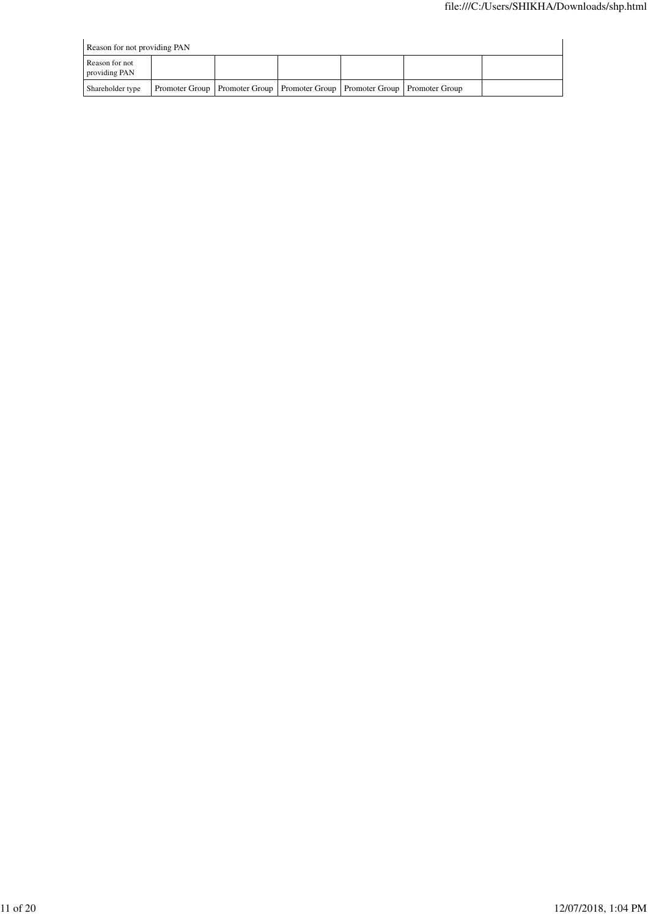| Reason for not providing PAN | | | | | | |
|---|---|---|---|---|---|---|
| Reason for not providing PAN | | | | | | |
| Shareholder type | Promoter Group | Promoter Group | Promoter Group | Promoter Group | Promoter Group | |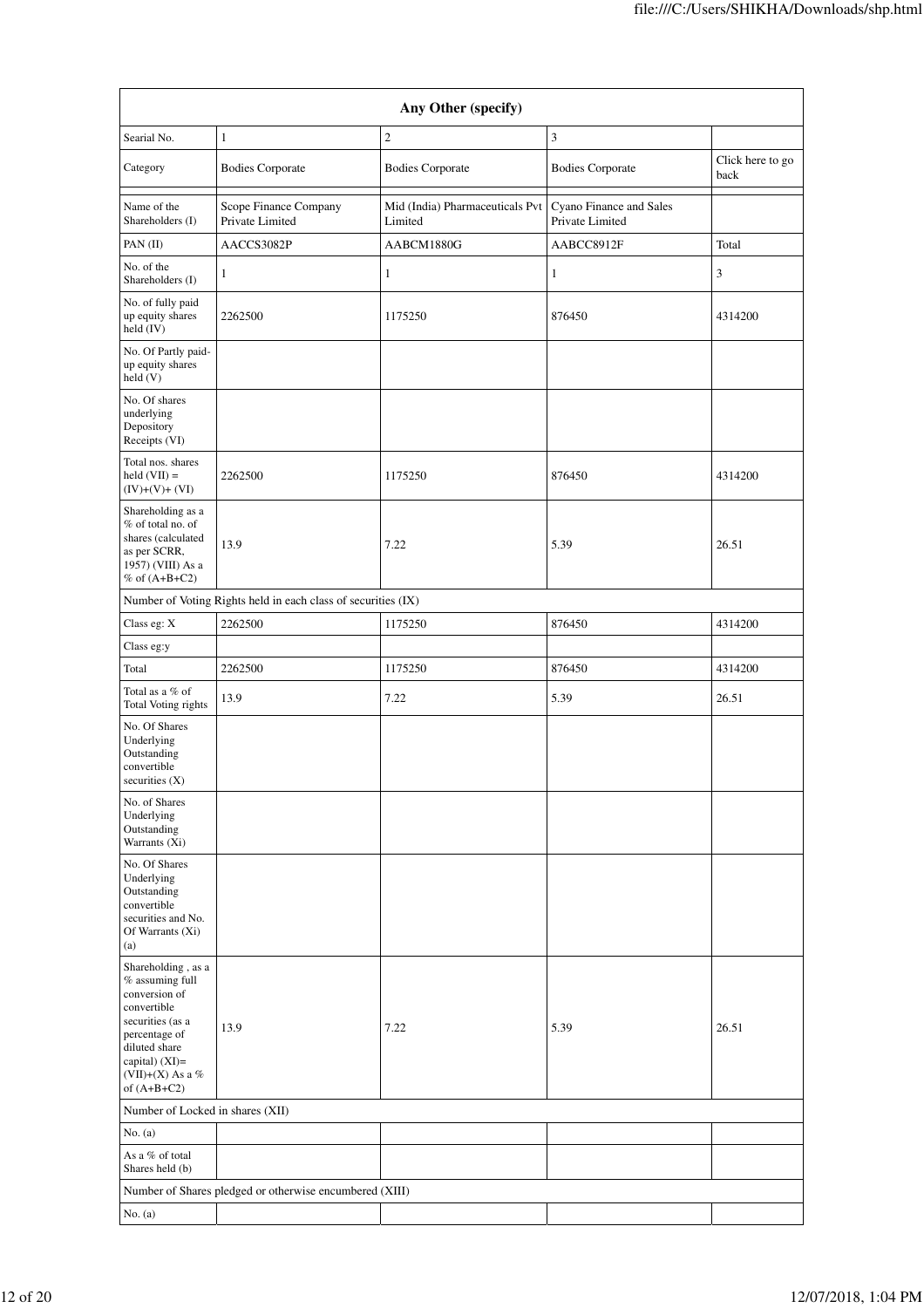| Any Other (specify) | | | | |
|---|---|---|---|---|
| Searial No. | 1 | 2 | 3 | |
| Category | Bodies Corporate | Bodies Corporate | Bodies Corporate | Click here to go back |
| | | | | |
| Name of the Shareholders (I) | Scope Finance Company Private Limited | Mid (India) Pharmaceuticals Pvt Limited | Cyano Finance and Sales Private Limited | |
| PAN (II) | AACCS3082P | AABCM1880G | AABCC8912F | Total |
| No. of the Shareholders (I) | 1 | 1 | 1 | 3 |
| No. of fully paid up equity shares held (IV) | 2262500 | 1175250 | 876450 | 4314200 |
| No. Of Partly paid-up equity shares held (V) | | | | |
| No. Of shares underlying Depository Receipts (VI) | | | | |
| Total nos. shares held (VII) = (IV)+(V)+ (VI) | 2262500 | 1175250 | 876450 | 4314200 |
| Shareholding as a % of total no. of shares (calculated as per SCRR, 1957) (VIII) As a % of (A+B+C2) | 13.9 | 7.22 | 5.39 | 26.51 |
| Number of Voting Rights held in each class of securities (IX) | | | | |
| Class eg: X | 2262500 | 1175250 | 876450 | 4314200 |
| Class eg:y | | | | |
| Total | 2262500 | 1175250 | 876450 | 4314200 |
| Total as a % of Total Voting rights | 13.9 | 7.22 | 5.39 | 26.51 |
| No. Of Shares Underlying Outstanding convertible securities (X) | | | | |
| No. of Shares Underlying Outstanding Warrants (Xi) | | | | |
| No. Of Shares Underlying Outstanding convertible securities and No. Of Warrants (Xi) (a) | | | | |
| Shareholding , as a % assuming full conversion of convertible securities (as a percentage of diluted share capital) (XI)= (VII)+(X) As a % of (A+B+C2) | 13.9 | 7.22 | 5.39 | 26.51 |
| Number of Locked in shares (XII) | | | | |
| No. (a) | | | | |
| As a % of total Shares held (b) | | | | |
| Number of Shares pledged or otherwise encumbered (XIII) | | | | |
| No. (a) | | | | |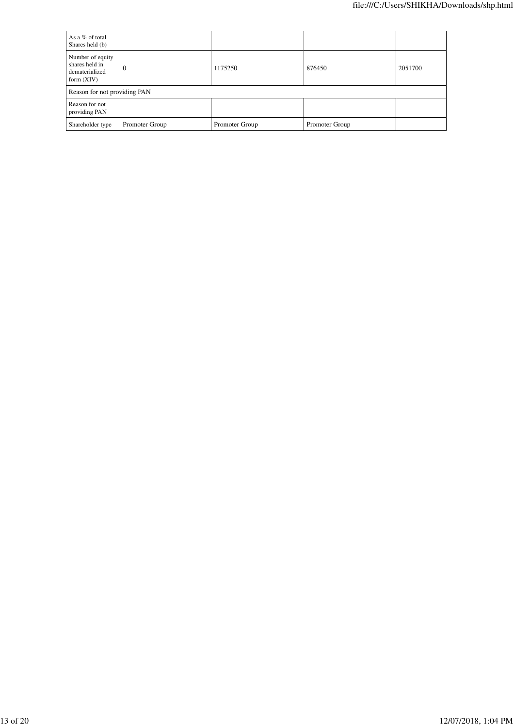| | | | | |
|---|---|---|---|---|
| As a % of total Shares held (b) | | | | |
| Number of equity shares held in dematerialized form (XIV) | 0 | 1175250 | 876450 | 2051700 |
| Reason for not providing PAN | | | | |
| Reason for not providing PAN | | | | |
| Shareholder type | Promoter Group | Promoter Group | Promoter Group | |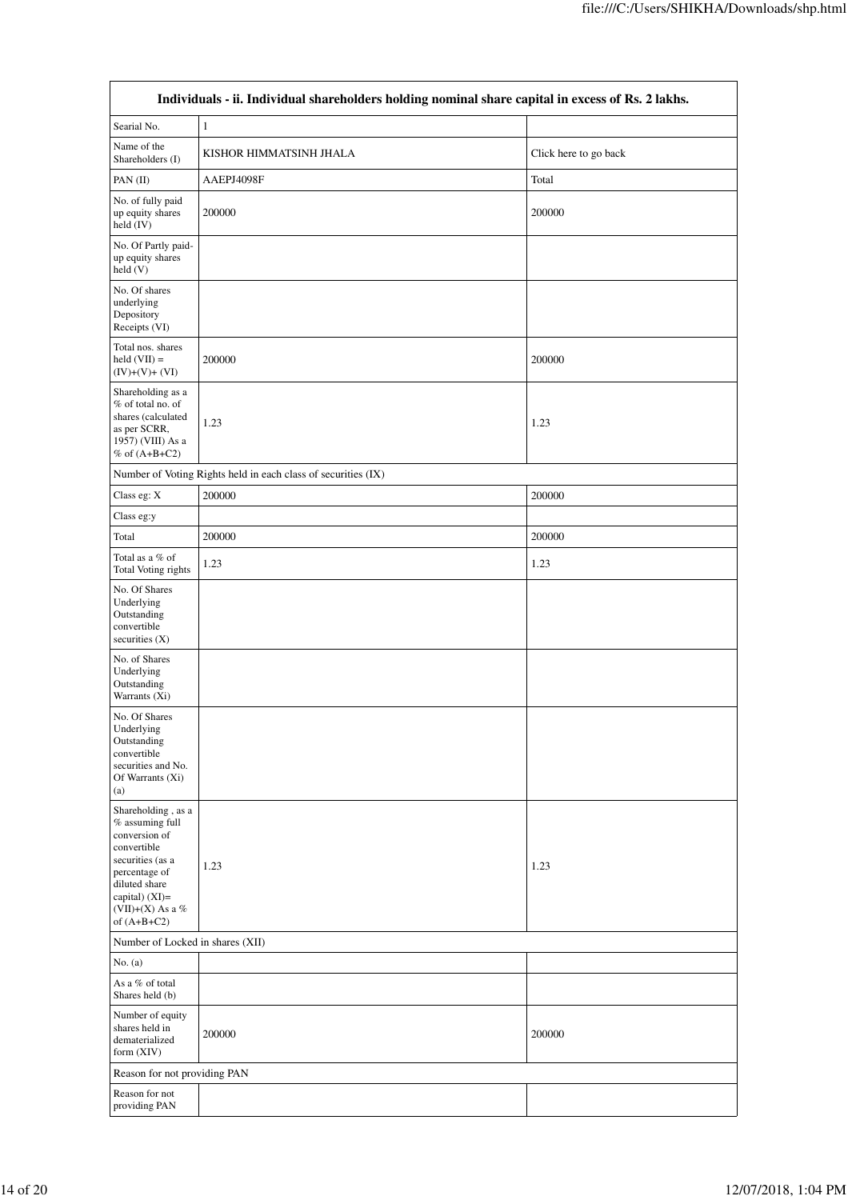| Individuals - ii. Individual shareholders holding nominal share capital in excess of Rs. 2 lakhs. | | |
|---|---|---|
| Searial No. | 1 | |
| Name of the Shareholders (I) | KISHOR HIMMATSINH JHALA | Click here to go back |
| PAN (II) | AAEPJ4098F | Total |
| No. of fully paid up equity shares held (IV) | 200000 | 200000 |
| No. Of Partly paid-up equity shares held (V) | | |
| No. Of shares underlying Depository Receipts (VI) | | |
| Total nos. shares held (VII) = (IV)+(V)+ (VI) | 200000 | 200000 |
| Shareholding as a % of total no. of shares (calculated as per SCRR, 1957) (VIII) As a % of (A+B+C2) | 1.23 | 1.23 |
| Number of Voting Rights held in each class of securities (IX) | | |
| Class eg: X | 200000 | 200000 |
| Class eg:y | | |
| Total | 200000 | 200000 |
| Total as a % of Total Voting rights | 1.23 | 1.23 |
| No. Of Shares Underlying Outstanding convertible securities (X) | | |
| No. of Shares Underlying Outstanding Warrants (Xi) | | |
| No. Of Shares Underlying Outstanding convertible securities and No. Of Warrants (Xi) (a) | | |
| Shareholding , as a % assuming full conversion of convertible securities (as a percentage of diluted share capital) (XI)= (VII)+(X) As a % of (A+B+C2) | 1.23 | 1.23 |
| Number of Locked in shares (XII) | | |
| No. (a) | | |
| As a % of total Shares held (b) | | |
| Number of equity shares held in dematerialized form (XIV) | 200000 | 200000 |
| Reason for not providing PAN | | |
| Reason for not providing PAN | | |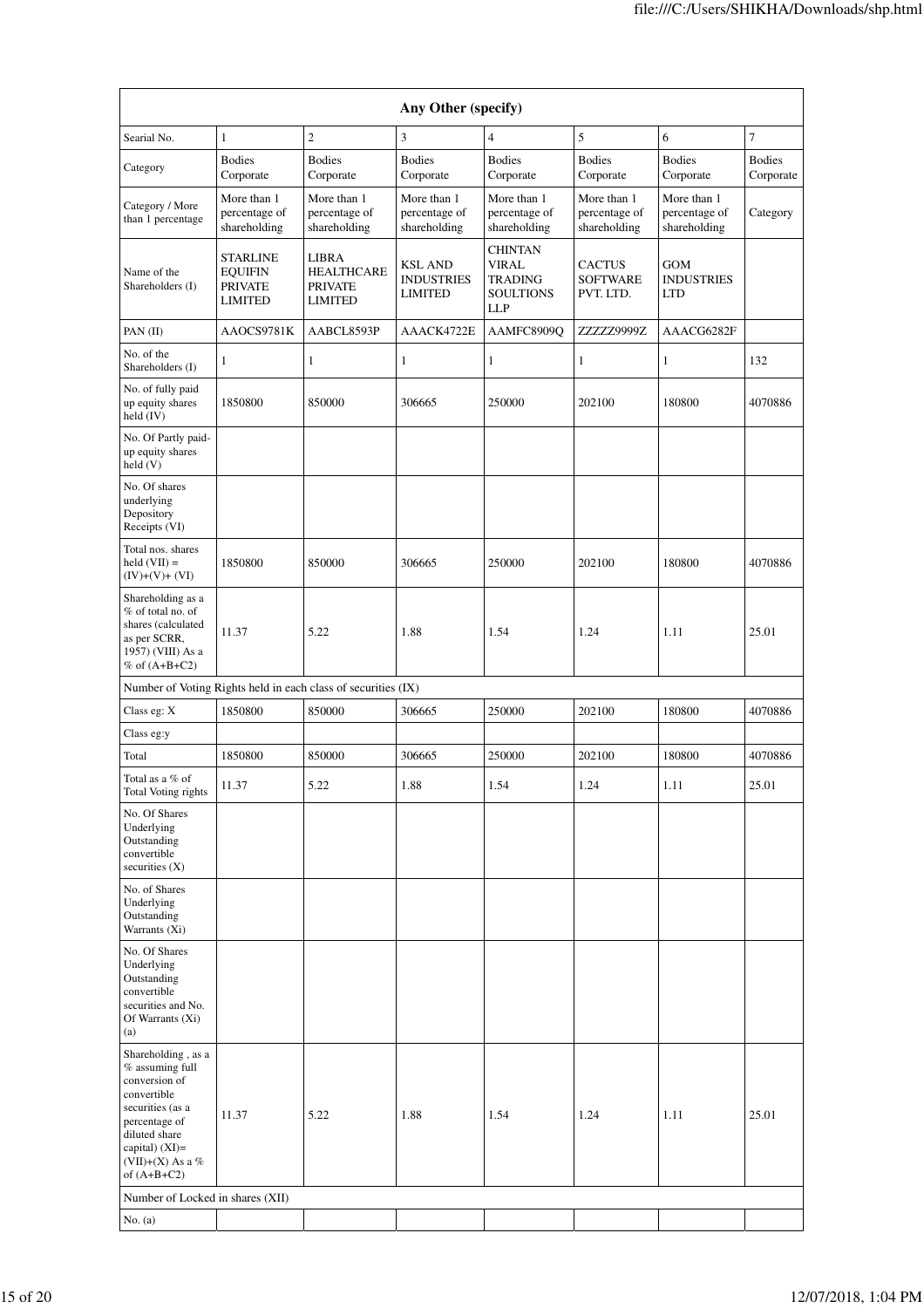| Any Other (specify) | | | | | | | |
|---|---|---|---|---|---|---|---|
| Searial No. | 1 | 2 | 3 | 4 | 5 | 6 | 7 |
| Category | Bodies Corporate | Bodies Corporate | Bodies Corporate | Bodies Corporate | Bodies Corporate | Bodies Corporate | Bodies Corporate |
| Category / More than 1 percentage | More than 1 percentage of shareholding | More than 1 percentage of shareholding | More than 1 percentage of shareholding | More than 1 percentage of shareholding | More than 1 percentage of shareholding | More than 1 percentage of shareholding | Category |
| Name of the Shareholders (I) | STARLINE EQUIFIN PRIVATE LIMITED | LIBRA HEALTHCARE PRIVATE LIMITED | KSL AND INDUSTRIES LIMITED | CHINTAN VIRAL TRADING SOULTIONS LLP | CACTUS SOFTWARE PVT. LTD. | GOM INDUSTRIES LTD | |
| PAN (II) | AAOCS9781K | AABCL8593P | AAACK4722E | AAMFC8909Q | ZZZZZ9999Z | AAACG6282F | |
| No. of the Shareholders (I) | 1 | 1 | 1 | 1 | 1 | 1 | 132 |
| No. of fully paid up equity shares held (IV) | 1850800 | 850000 | 306665 | 250000 | 202100 | 180800 | 4070886 |
| No. Of Partly paid-up equity shares held (V) | | | | | | | |
| No. Of shares underlying Depository Receipts (VI) | | | | | | | |
| Total nos. shares held (VII) = (IV)+(V)+ (VI) | 1850800 | 850000 | 306665 | 250000 | 202100 | 180800 | 4070886 |
| Shareholding as a % of total no. of shares (calculated as per SCRR, 1957) (VIII) As a % of (A+B+C2) | 11.37 | 5.22 | 1.88 | 1.54 | 1.24 | 1.11 | 25.01 |
| Number of Voting Rights held in each class of securities (IX) | | | | | | | |
| Class eg: X | 1850800 | 850000 | 306665 | 250000 | 202100 | 180800 | 4070886 |
| Class eg:y | | | | | | | |
| Total | 1850800 | 850000 | 306665 | 250000 | 202100 | 180800 | 4070886 |
| Total as a % of Total Voting rights | 11.37 | 5.22 | 1.88 | 1.54 | 1.24 | 1.11 | 25.01 |
| No. Of Shares Underlying Outstanding convertible securities (X) | | | | | | | |
| No. of Shares Underlying Outstanding Warrants (Xi) | | | | | | | |
| No. Of Shares Underlying Outstanding convertible securities and No. Of Warrants (Xi) (a) | | | | | | | |
| Shareholding , as a % assuming full conversion of convertible securities (as a percentage of diluted share capital) (XI)= (VII)+(X) As a % of (A+B+C2) | 11.37 | 5.22 | 1.88 | 1.54 | 1.24 | 1.11 | 25.01 |
| Number of Locked in shares (XII) | | | | | | | |
| No. (a) | | | | | | | |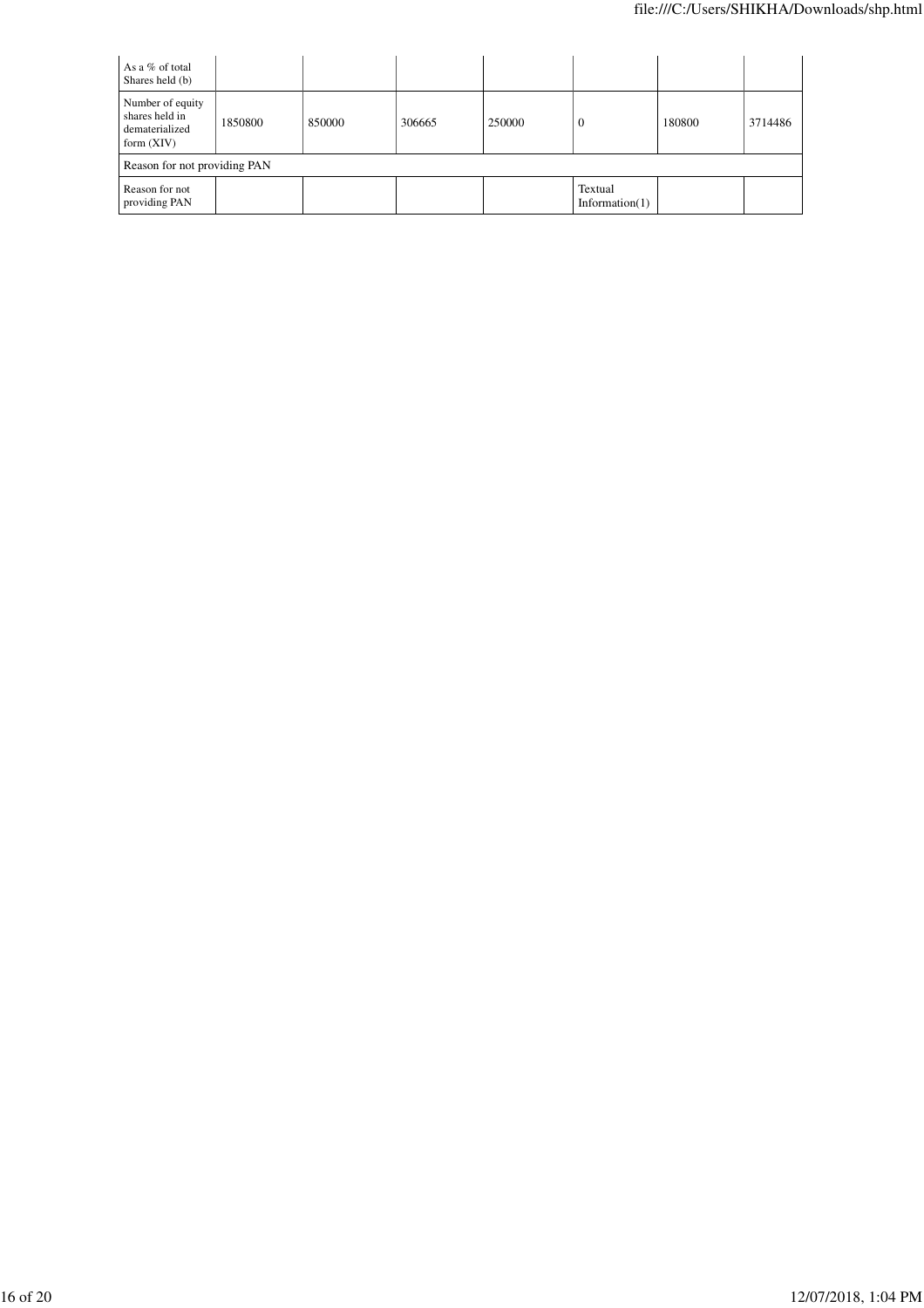| | | | | | | | |
|---|---|---|---|---|---|---|---|
| As a % of total Shares held (b) | | | | | | | |
| Number of equity shares held in dematerialized form (XIV) | 1850800 | 850000 | 306665 | 250000 | 0 | 180800 | 3714486 |
| Reason for not providing PAN | | | | | | | |
| Reason for not providing PAN | | | | | Textual Information(1) | | |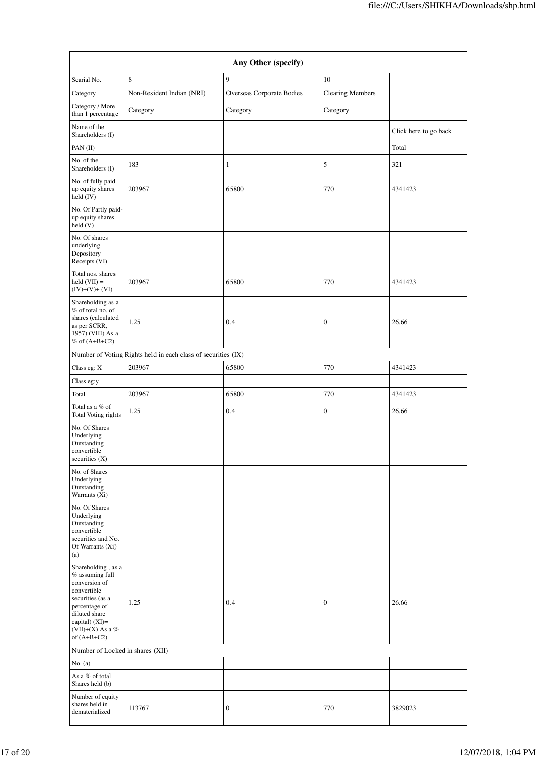| Any Other (specify) | | | | |
|---|---|---|---|---|
| Searial No. | 8 | 9 | 10 | |
| Category | Non-Resident Indian (NRI) | Overseas Corporate Bodies | Clearing Members | |
| Category / More than 1 percentage | Category | Category | Category | |
| Name of the Shareholders (I) | | | | Click here to go back |
| PAN (II) | | | | Total |
| No. of the Shareholders (I) | 183 | 1 | 5 | 321 |
| No. of fully paid up equity shares held (IV) | 203967 | 65800 | 770 | 4341423 |
| No. Of Partly paid-up equity shares held (V) | | | | |
| No. Of shares underlying Depository Receipts (VI) | | | | |
| Total nos. shares held (VII) = (IV)+(V)+ (VI) | 203967 | 65800 | 770 | 4341423 |
| Shareholding as a % of total no. of shares (calculated as per SCRR, 1957) (VIII) As a % of (A+B+C2) | 1.25 | 0.4 | 0 | 26.66 |
| Number of Voting Rights held in each class of securities (IX) | | | | |
| Class eg: X | 203967 | 65800 | 770 | 4341423 |
| Class eg:y | | | | |
| Total | 203967 | 65800 | 770 | 4341423 |
| Total as a % of Total Voting rights | 1.25 | 0.4 | 0 | 26.66 |
| No. Of Shares Underlying Outstanding convertible securities (X) | | | | |
| No. of Shares Underlying Outstanding Warrants (Xi) | | | | |
| No. Of Shares Underlying Outstanding convertible securities and No. Of Warrants (Xi) (a) | | | | |
| Shareholding , as a % assuming full conversion of convertible securities (as a percentage of diluted share capital) (XI)= (VII)+(X) As a % of (A+B+C2) | 1.25 | 0.4 | 0 | 26.66 |
| Number of Locked in shares (XII) | | | | |
| No. (a) | | | | |
| As a % of total Shares held (b) | | | | |
| Number of equity shares held in dematerialized | 113767 | 0 | 770 | 3829023 |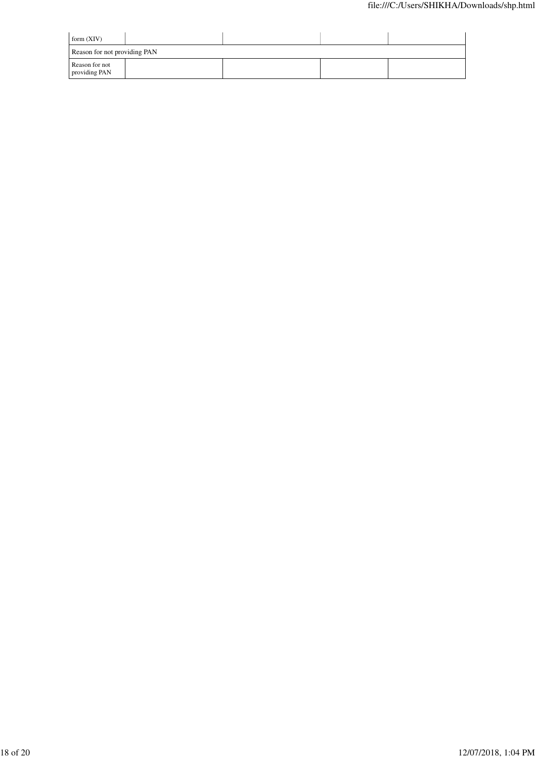| form (XIV) | | | | |
|---|---|---|---|---|
| Reason for not providing PAN | | | | |
| Reason for not providing PAN | | | | |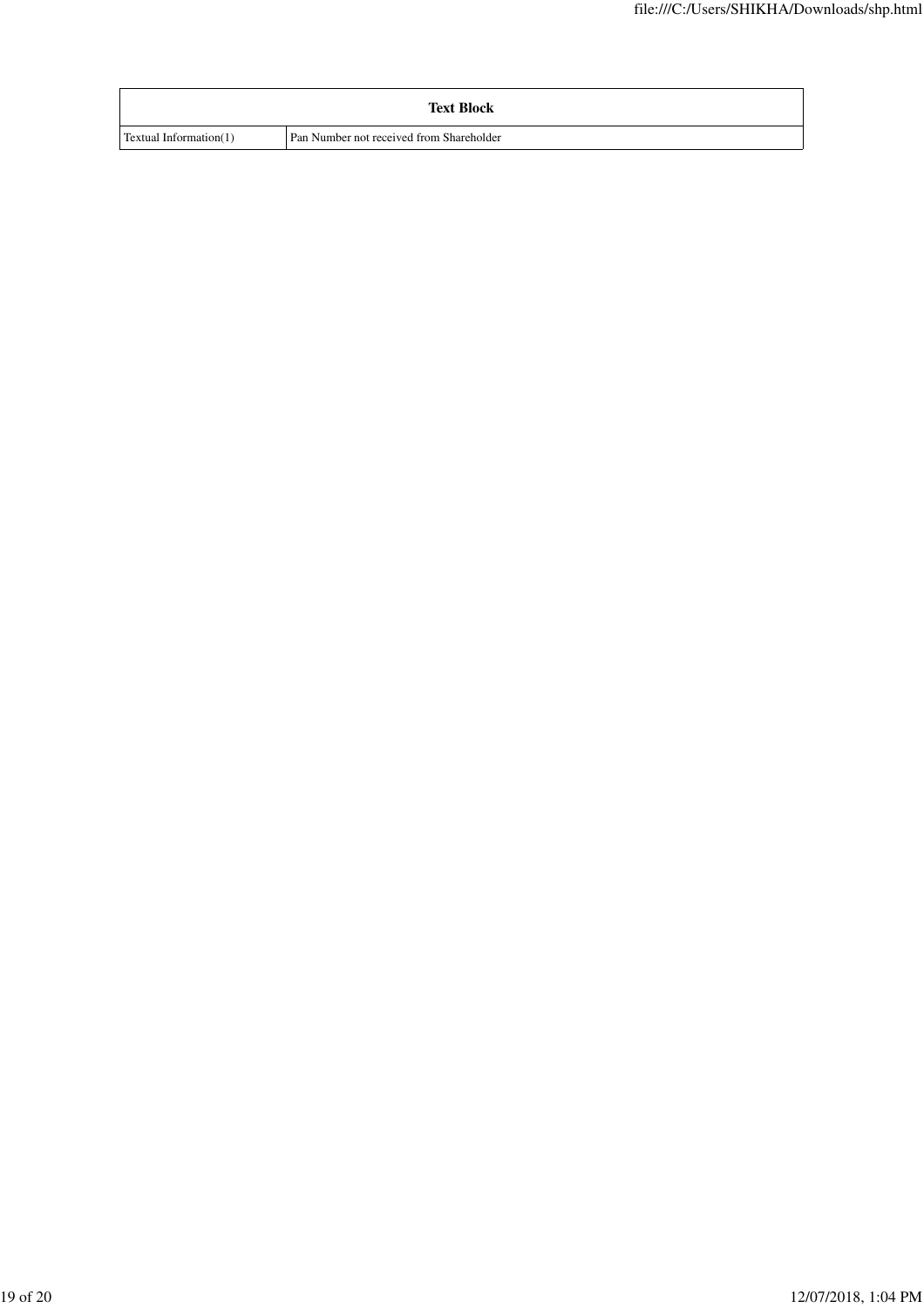| Text Block | |
|---|---|
| Textual Information(1) | Pan Number not received from Shareholder |